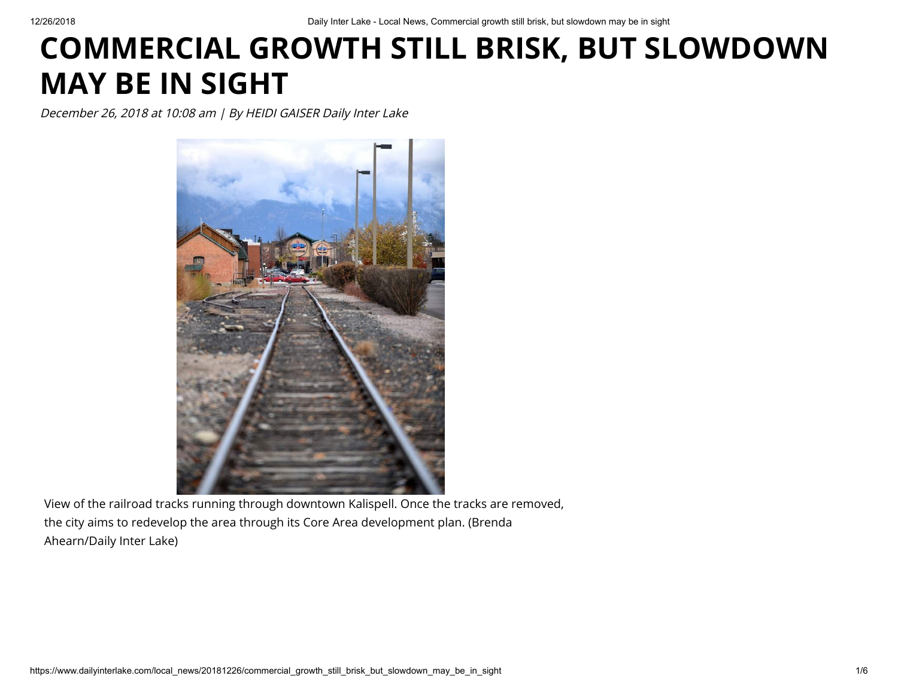# COMMERCIAL GROWTH STILL BRISK, BUT SLOWDOWN MAY BE IN SIGHT

*December 26, 2018 at 10:08 am | By HEIDI GAISER Daily Inter Lake*

View of the railroad tracks running through downtown Kalispell. Once the tracks are removed, the city aims to redevelop the area through its Core Area development plan. (Brenda Ahearn/Daily Inter Lake)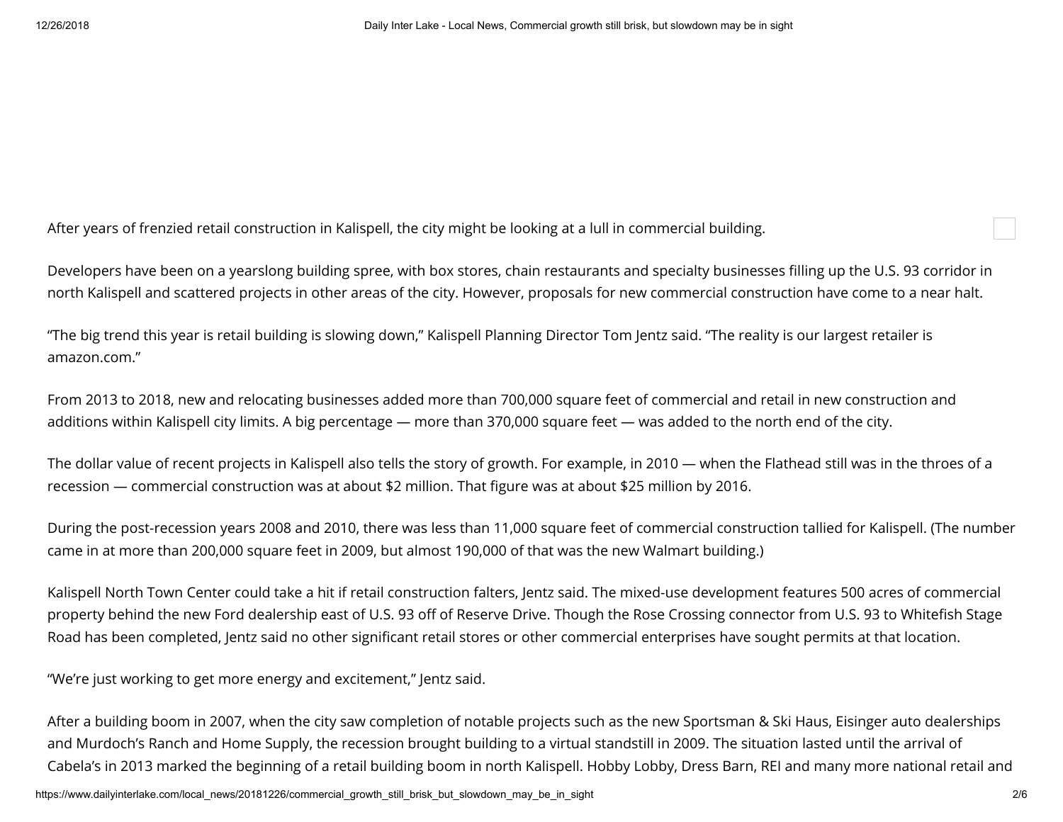After years of frenzied retail construction in Kalispell, the city might be looking at a lull in commercial building.

Developers have been on a yearslong building spree, with box stores, chain restaurants and specialty businesses filling up the U.S. 93 corridor in north Kalispell and scattered projects in other areas of the city. However, proposals for new commercial construction have come to a near halt.

“The big trend this year is retail building is slowing down,” Kalispell Planning Director Tom Jentz said. “The reality is our largest retailer is amazon.com.”

From 2013 to 2018, new and relocating businesses added more than 700,000 square feet of commercial and retail in new construction and additions within Kalispell city limits. A big percentage — more than 370,000 square feet — was added to the north end of the city.

The dollar value of recent projects in Kalispell also tells the story of growth. For example, in 2010 — when the Flathead still was in the throes of a recession — commercial construction was at about $2 million. That figure was at about $25 million by 2016.

During the post-recession years 2008 and 2010, there was less than 11,000 square feet of commercial construction tallied for Kalispell. (The number came in at more than 200,000 square feet in 2009, but almost 190,000 of that was the new Walmart building.)

Kalispell North Town Center could take a hit if retail construction falters, Jentz said. The mixed-use development features 500 acres of commercial property behind the new Ford dealership east of U.S. 93 off of Reserve Drive. Though the Rose Crossing connector from U.S. 93 to Whitefish Stage Road has been completed, Jentz said no other significant retail stores or other commercial enterprises have sought permits at that location.

“We’re just working to get more energy and excitement,” Jentz said.

After a building boom in 2007, when the city saw completion of notable projects such as the new Sportsman & Ski Haus, Eisinger auto dealerships and Murdoch’s Ranch and Home Supply, the recession brought building to a virtual standstill in 2009. The situation lasted until the arrival of Cabela’s in 2013 marked the beginning of a retail building boom in north Kalispell. Hobby Lobby, Dress Barn, REI and many more national retail and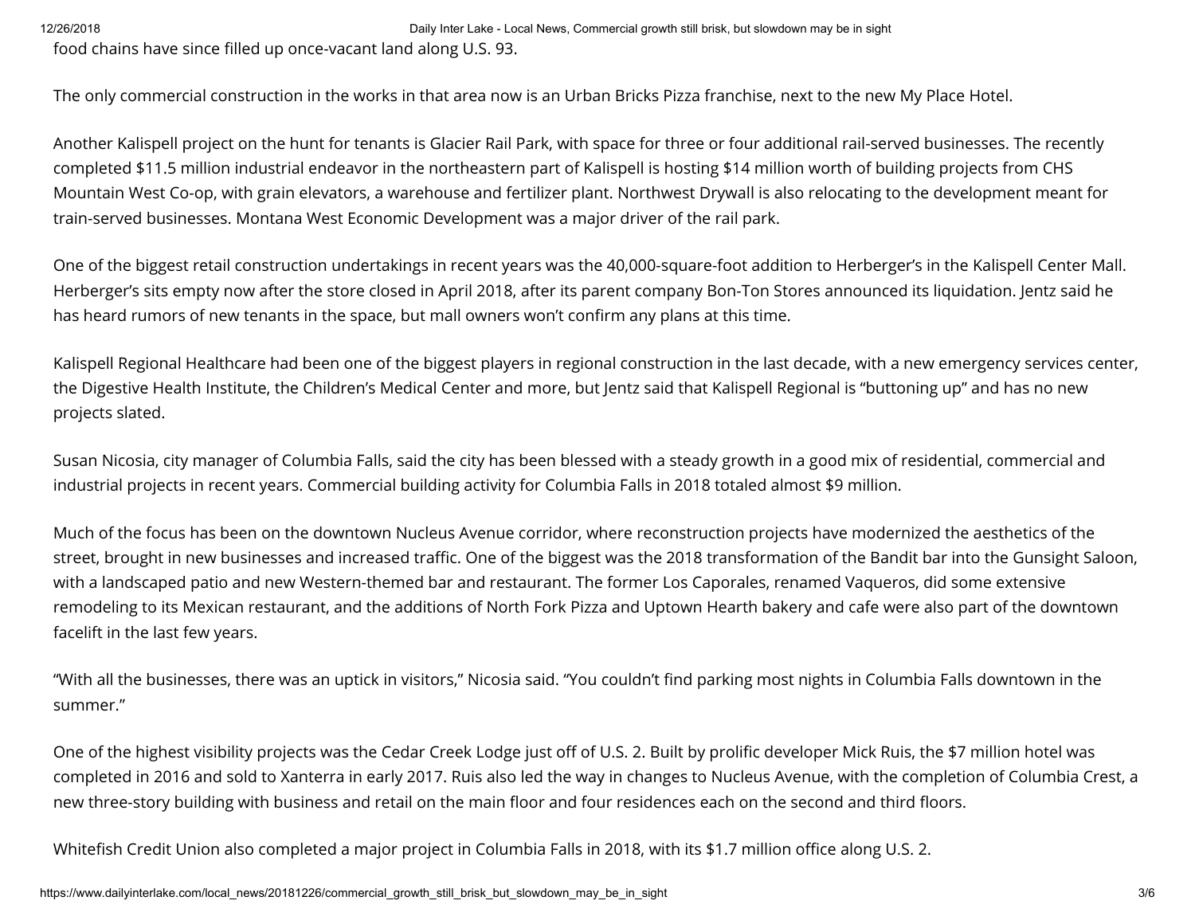food chains have since filled up once-vacant land along U.S. 93.

The only commercial construction in the works in that area now is an Urban Bricks Pizza franchise, next to the new My Place Hotel.

Another Kalispell project on the hunt for tenants is Glacier Rail Park, with space for three or four additional rail-served businesses. The recently completed $11.5 million industrial endeavor in the northeastern part of Kalispell is hosting $14 million worth of building projects from CHS Mountain West Co-op, with grain elevators, a warehouse and fertilizer plant. Northwest Drywall is also relocating to the development meant for train-served businesses. Montana West Economic Development was a major driver of the rail park.

One of the biggest retail construction undertakings in recent years was the 40,000-square-foot addition to Herberger's in the Kalispell Center Mall. Herberger's sits empty now after the store closed in April 2018, after its parent company Bon-Ton Stores announced its liquidation. Jentz said he has heard rumors of new tenants in the space, but mall owners won't confirm any plans at this time.

Kalispell Regional Healthcare had been one of the biggest players in regional construction in the last decade, with a new emergency services center, the Digestive Health Institute, the Children's Medical Center and more, but Jentz said that Kalispell Regional is "buttoning up" and has no new projects slated.

Susan Nicosia, city manager of Columbia Falls, said the city has been blessed with a steady growth in a good mix of residential, commercial and industrial projects in recent years. Commercial building activity for Columbia Falls in 2018 totaled almost $9 million.

Much of the focus has been on the downtown Nucleus Avenue corridor, where reconstruction projects have modernized the aesthetics of the street, brought in new businesses and increased traffic. One of the biggest was the 2018 transformation of the Bandit bar into the Gunsight Saloon, with a landscaped patio and new Western-themed bar and restaurant. The former Los Caporales, renamed Vaqueros, did some extensive remodeling to its Mexican restaurant, and the additions of North Fork Pizza and Uptown Hearth bakery and cafe were also part of the downtown facelift in the last few years.

"With all the businesses, there was an uptick in visitors," Nicosia said. "You couldn't find parking most nights in Columbia Falls downtown in the summer."

One of the highest visibility projects was the Cedar Creek Lodge just off of U.S. 2. Built by prolific developer Mick Ruis, the $7 million hotel was completed in 2016 and sold to Xanterra in early 2017. Ruis also led the way in changes to Nucleus Avenue, with the completion of Columbia Crest, a new three-story building with business and retail on the main floor and four residences each on the second and third floors.

Whitefish Credit Union also completed a major project in Columbia Falls in 2018, with its $1.7 million office along U.S. 2.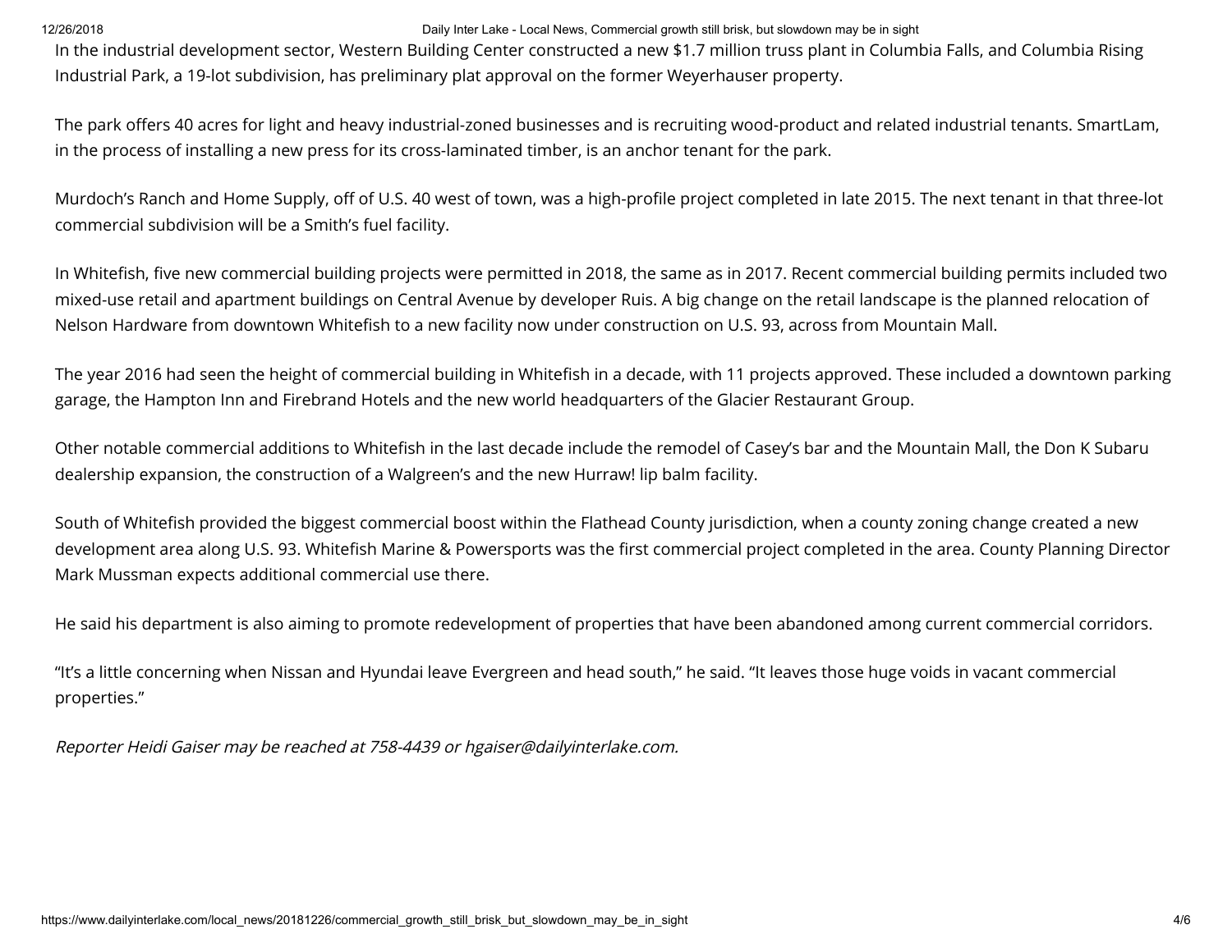In the industrial development sector, Western Building Center constructed a new $1.7 million truss plant in Columbia Falls, and Columbia Rising Industrial Park, a 19-lot subdivision, has preliminary plat approval on the former Weyerhauser property.

The park offers 40 acres for light and heavy industrial-zoned businesses and is recruiting wood-product and related industrial tenants. SmartLam, in the process of installing a new press for its cross-laminated timber, is an anchor tenant for the park.

Murdoch's Ranch and Home Supply, off of U.S. 40 west of town, was a high-profile project completed in late 2015. The next tenant in that three-lot commercial subdivision will be a Smith's fuel facility.

In Whitefish, five new commercial building projects were permitted in 2018, the same as in 2017. Recent commercial building permits included two mixed-use retail and apartment buildings on Central Avenue by developer Ruis. A big change on the retail landscape is the planned relocation of Nelson Hardware from downtown Whitefish to a new facility now under construction on U.S. 93, across from Mountain Mall.

The year 2016 had seen the height of commercial building in Whitefish in a decade, with 11 projects approved. These included a downtown parking garage, the Hampton Inn and Firebrand Hotels and the new world headquarters of the Glacier Restaurant Group.

Other notable commercial additions to Whitefish in the last decade include the remodel of Casey's bar and the Mountain Mall, the Don K Subaru dealership expansion, the construction of a Walgreen's and the new Hurraw! lip balm facility.

South of Whitefish provided the biggest commercial boost within the Flathead County jurisdiction, when a county zoning change created a new development area along U.S. 93. Whitefish Marine & Powersports was the first commercial project completed in the area. County Planning Director Mark Mussman expects additional commercial use there.

He said his department is also aiming to promote redevelopment of properties that have been abandoned among current commercial corridors.

"It's a little concerning when Nissan and Hyundai leave Evergreen and head south," he said. "It leaves those huge voids in vacant commercial properties."

*Reporter Heidi Gaiser may be reached at 758-4439 or hgaiser@dailyinterlake.com.*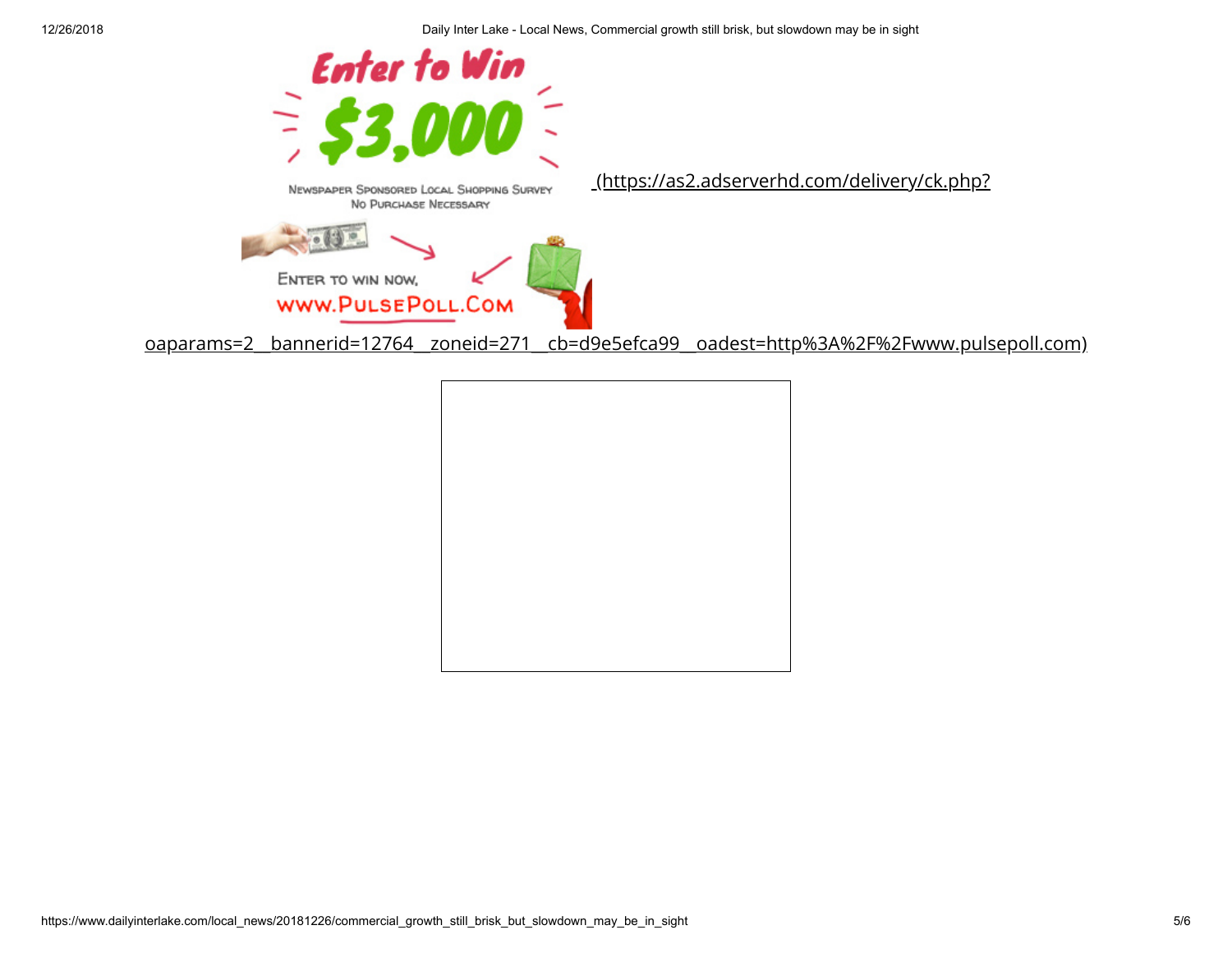Enter to Win

$3,000

Newspaper Sponsored Local Shopping Survey
No Purchase Necessary

Enter to win now,
www.PulsePoll.Com

(https://as2.adserverhd.com/delivery/ck.php?oaparams=2__bannerid=12764__zoneid=271__cb=d9e5efca99__oadest=http%3A%2F%2Fwww.pulsepoll.com)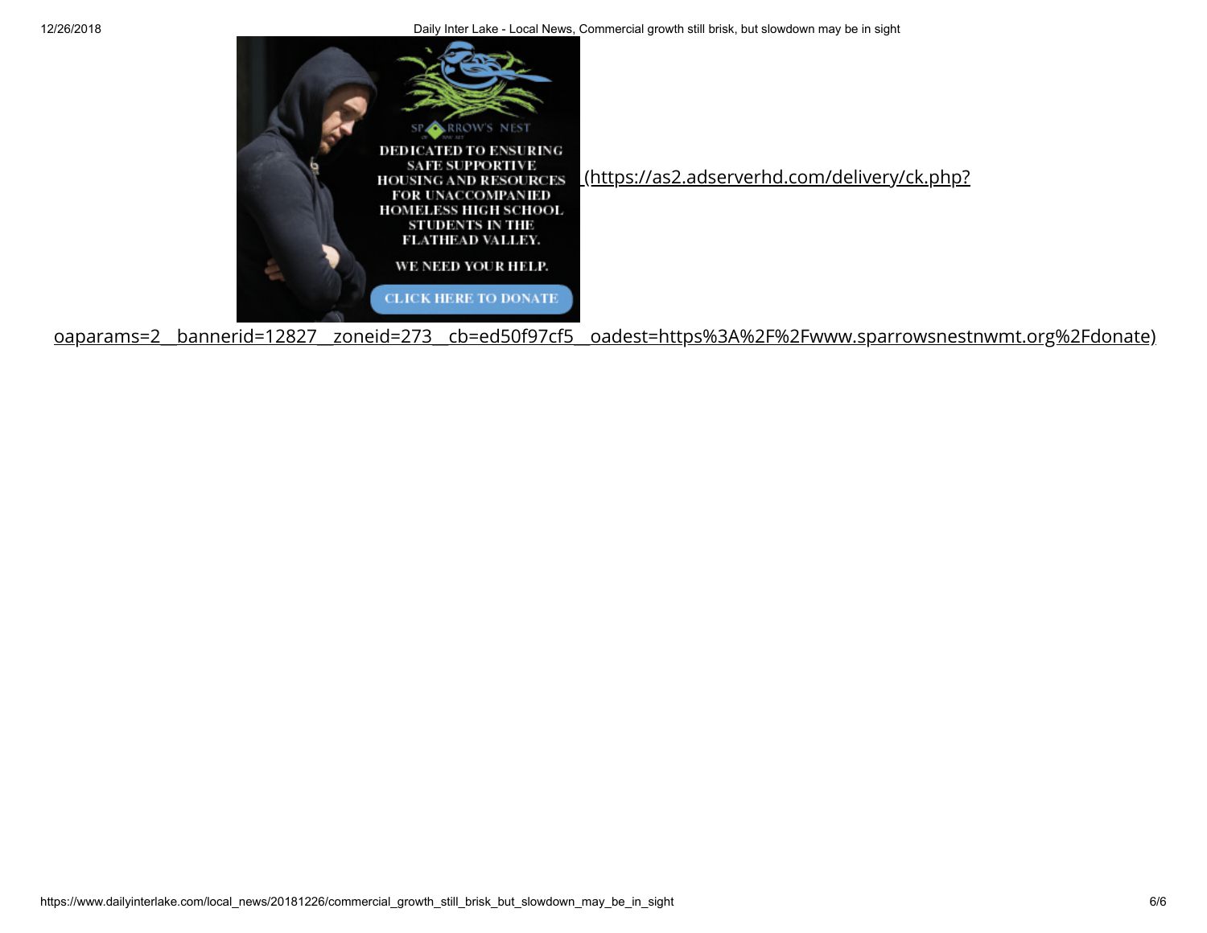DEDICATED TO ENSURING SAFE SUPPORTIVE HOUSING AND RESOURCES FOR UNACCOMPANIED HOMELESS HIGH SCHOOL STUDENTS IN THE FLATHEAD VALLEY.

WE NEED YOUR HELP.

CLICK HERE TO DONATE

(https://as2.adserverhd.com/delivery/ck.php?oaparams=2__bannerid=12827__zoneid=273__cb=ed50f97cf5__oadest=https%3A%2F%2Fwww.sparrowsnestnwmt.org%2Fdonate)